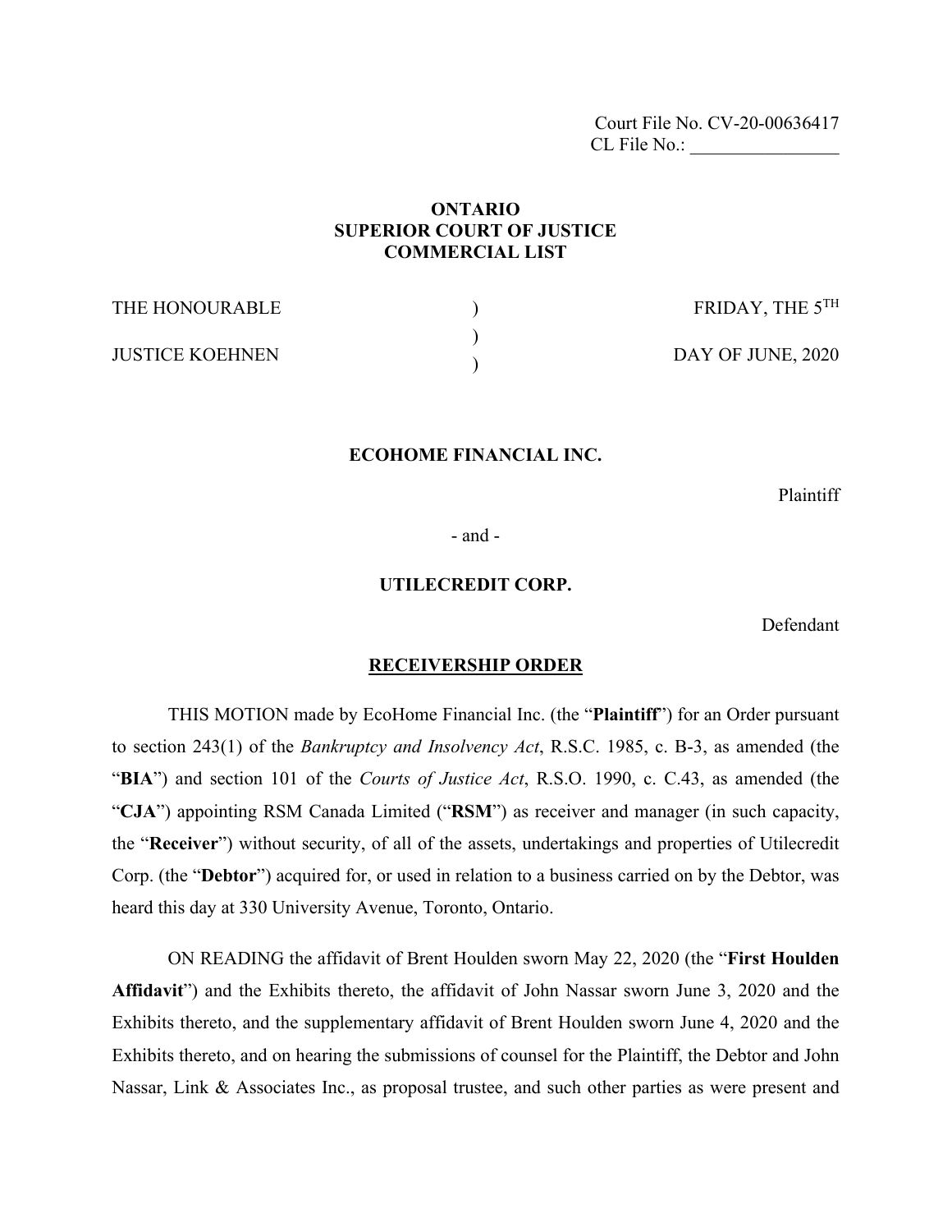Court File No. CV-20-00636417
CL File No.: ________________

**ONTARIO**
**SUPERIOR COURT OF JUSTICE**
**COMMERCIAL LIST**

| | | |
|---|---|---|
| THE HONOURABLE | ) | FRIDAY, THE 5TH |
| | ) | |
| JUSTICE KOEHNEN | ) | DAY OF JUNE, 2020 |

**ECOHOME FINANCIAL INC.**

Plaintiff

\- and -

**UTILECREDIT CORP.**

Defendant

**RECEIVERSHIP ORDER**

THIS MOTION made by EcoHome Financial Inc. (the "**Plaintiff**") for an Order pursuant to section 243(1) of the *Bankruptcy and Insolvency Act*, R.S.C. 1985, c. B-3, as amended (the "**BIA**") and section 101 of the *Courts of Justice Act*, R.S.O. 1990, c. C.43, as amended (the "**CJA**") appointing RSM Canada Limited ("**RSM**") as receiver and manager (in such capacity, the "**Receiver**") without security, of all of the assets, undertakings and properties of Utilecredit Corp. (the "**Debtor**") acquired for, or used in relation to a business carried on by the Debtor, was heard this day at 330 University Avenue, Toronto, Ontario.

ON READING the affidavit of Brent Houlden sworn May 22, 2020 (the "**First Houlden Affidavit**") and the Exhibits thereto, the affidavit of John Nassar sworn June 3, 2020 and the Exhibits thereto, and the supplementary affidavit of Brent Houlden sworn June 4, 2020 and the Exhibits thereto, and on hearing the submissions of counsel for the Plaintiff, the Debtor and John Nassar, Link & Associates Inc., as proposal trustee, and such other parties as were present and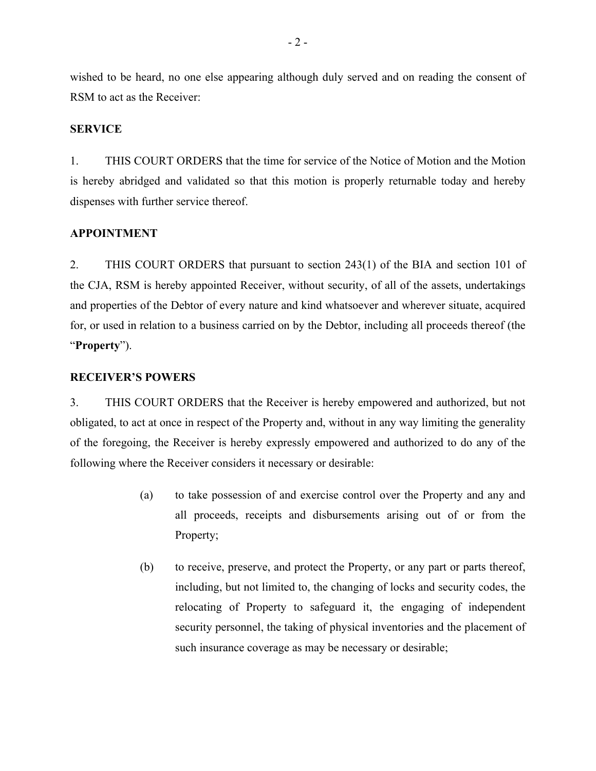wished to be heard, no one else appearing although duly served and on reading the consent of RSM to act as the Receiver:

**SERVICE**

1. THIS COURT ORDERS that the time for service of the Notice of Motion and the Motion is hereby abridged and validated so that this motion is properly returnable today and hereby dispenses with further service thereof.

**APPOINTMENT**

2. THIS COURT ORDERS that pursuant to section 243(1) of the BIA and section 101 of the CJA, RSM is hereby appointed Receiver, without security, of all of the assets, undertakings and properties of the Debtor of every nature and kind whatsoever and wherever situate, acquired for, or used in relation to a business carried on by the Debtor, including all proceeds thereof (the "**Property**").

**RECEIVER'S POWERS**

3. THIS COURT ORDERS that the Receiver is hereby empowered and authorized, but not obligated, to act at once in respect of the Property and, without in any way limiting the generality of the foregoing, the Receiver is hereby expressly empowered and authorized to do any of the following where the Receiver considers it necessary or desirable:

(a) to take possession of and exercise control over the Property and any and all proceeds, receipts and disbursements arising out of or from the Property;

(b) to receive, preserve, and protect the Property, or any part or parts thereof, including, but not limited to, the changing of locks and security codes, the relocating of Property to safeguard it, the engaging of independent security personnel, the taking of physical inventories and the placement of such insurance coverage as may be necessary or desirable;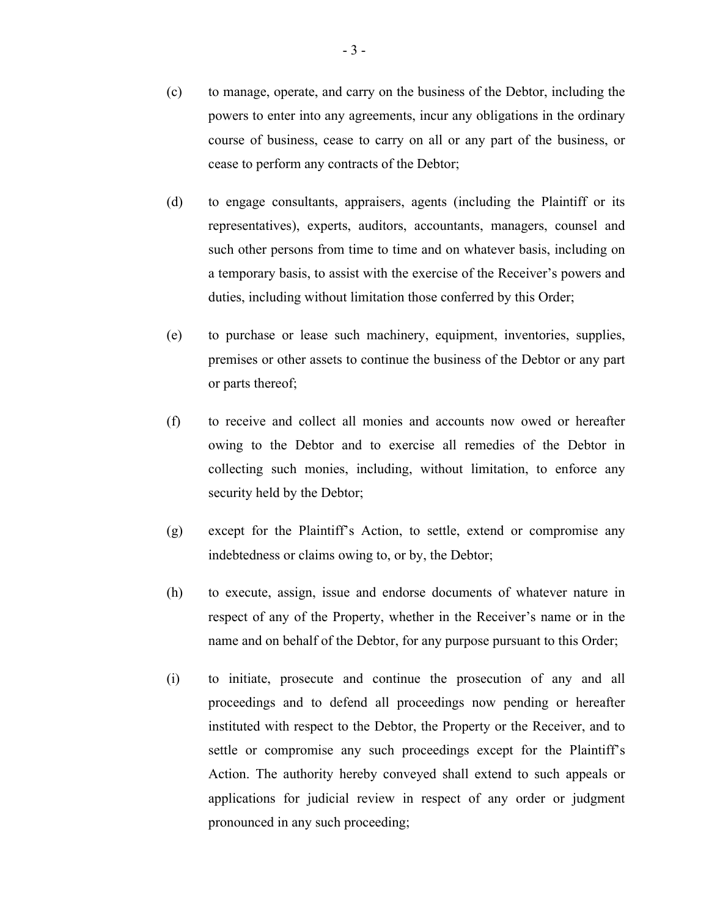(c) to manage, operate, and carry on the business of the Debtor, including the powers to enter into any agreements, incur any obligations in the ordinary course of business, cease to carry on all or any part of the business, or cease to perform any contracts of the Debtor;

(d) to engage consultants, appraisers, agents (including the Plaintiff or its representatives), experts, auditors, accountants, managers, counsel and such other persons from time to time and on whatever basis, including on a temporary basis, to assist with the exercise of the Receiver's powers and duties, including without limitation those conferred by this Order;

(e) to purchase or lease such machinery, equipment, inventories, supplies, premises or other assets to continue the business of the Debtor or any part or parts thereof;

(f) to receive and collect all monies and accounts now owed or hereafter owing to the Debtor and to exercise all remedies of the Debtor in collecting such monies, including, without limitation, to enforce any security held by the Debtor;

(g) except for the Plaintiff's Action, to settle, extend or compromise any indebtedness or claims owing to, or by, the Debtor;

(h) to execute, assign, issue and endorse documents of whatever nature in respect of any of the Property, whether in the Receiver's name or in the name and on behalf of the Debtor, for any purpose pursuant to this Order;

(i) to initiate, prosecute and continue the prosecution of any and all proceedings and to defend all proceedings now pending or hereafter instituted with respect to the Debtor, the Property or the Receiver, and to settle or compromise any such proceedings except for the Plaintiff's Action. The authority hereby conveyed shall extend to such appeals or applications for judicial review in respect of any order or judgment pronounced in any such proceeding;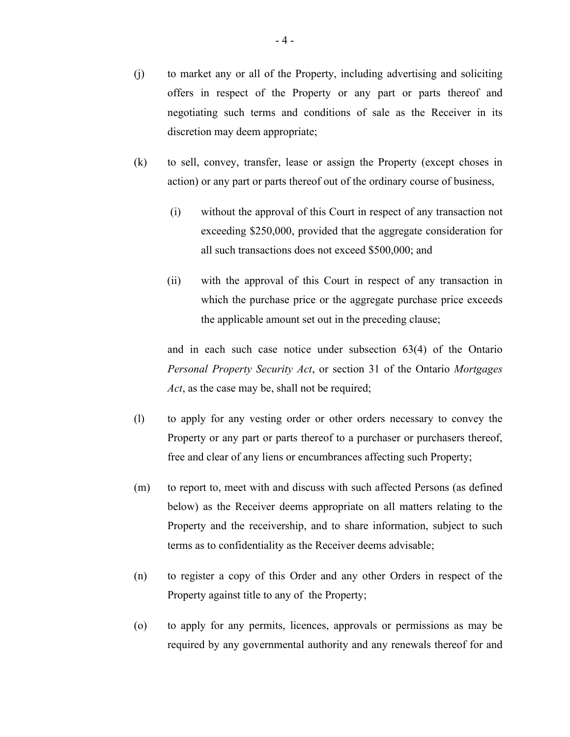(j) to market any or all of the Property, including advertising and soliciting offers in respect of the Property or any part or parts thereof and negotiating such terms and conditions of sale as the Receiver in its discretion may deem appropriate;

(k) to sell, convey, transfer, lease or assign the Property (except choses in action) or any part or parts thereof out of the ordinary course of business,

  (i) without the approval of this Court in respect of any transaction not exceeding $250,000, provided that the aggregate consideration for all such transactions does not exceed $500,000; and

  (ii) with the approval of this Court in respect of any transaction in which the purchase price or the aggregate purchase price exceeds the applicable amount set out in the preceding clause;

  and in each such case notice under subsection 63(4) of the Ontario *Personal Property Security Act*, or section 31 of the Ontario *Mortgages Act*, as the case may be, shall not be required;

(l) to apply for any vesting order or other orders necessary to convey the Property or any part or parts thereof to a purchaser or purchasers thereof, free and clear of any liens or encumbrances affecting such Property;

(m) to report to, meet with and discuss with such affected Persons (as defined below) as the Receiver deems appropriate on all matters relating to the Property and the receivership, and to share information, subject to such terms as to confidentiality as the Receiver deems advisable;

(n) to register a copy of this Order and any other Orders in respect of the Property against title to any of the Property;

(o) to apply for any permits, licences, approvals or permissions as may be required by any governmental authority and any renewals thereof for and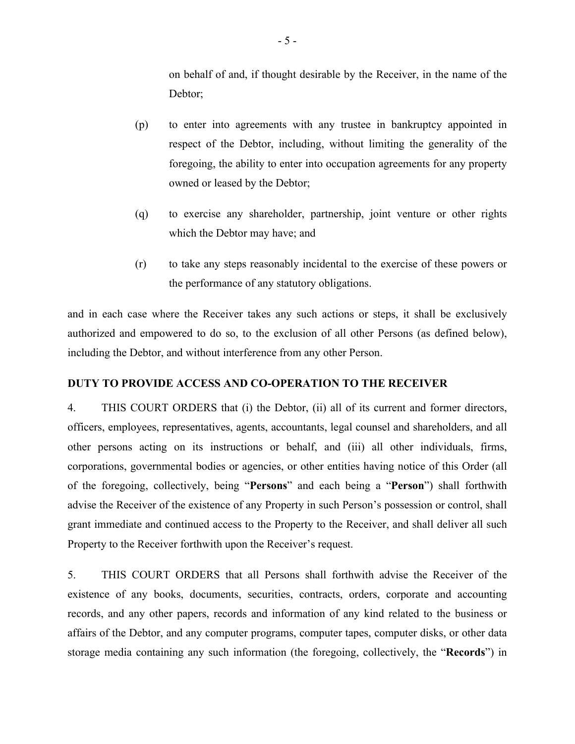on behalf of and, if thought desirable by the Receiver, in the name of the Debtor;

(p) to enter into agreements with any trustee in bankruptcy appointed in respect of the Debtor, including, without limiting the generality of the foregoing, the ability to enter into occupation agreements for any property owned or leased by the Debtor;

(q) to exercise any shareholder, partnership, joint venture or other rights which the Debtor may have; and

(r) to take any steps reasonably incidental to the exercise of these powers or the performance of any statutory obligations.

and in each case where the Receiver takes any such actions or steps, it shall be exclusively authorized and empowered to do so, to the exclusion of all other Persons (as defined below), including the Debtor, and without interference from any other Person.

## DUTY TO PROVIDE ACCESS AND CO-OPERATION TO THE RECEIVER

4. THIS COURT ORDERS that (i) the Debtor, (ii) all of its current and former directors, officers, employees, representatives, agents, accountants, legal counsel and shareholders, and all other persons acting on its instructions or behalf, and (iii) all other individuals, firms, corporations, governmental bodies or agencies, or other entities having notice of this Order (all of the foregoing, collectively, being "**Persons**" and each being a "**Person**") shall forthwith advise the Receiver of the existence of any Property in such Person's possession or control, shall grant immediate and continued access to the Property to the Receiver, and shall deliver all such Property to the Receiver forthwith upon the Receiver's request.

5. THIS COURT ORDERS that all Persons shall forthwith advise the Receiver of the existence of any books, documents, securities, contracts, orders, corporate and accounting records, and any other papers, records and information of any kind related to the business or affairs of the Debtor, and any computer programs, computer tapes, computer disks, or other data storage media containing any such information (the foregoing, collectively, the "**Records**") in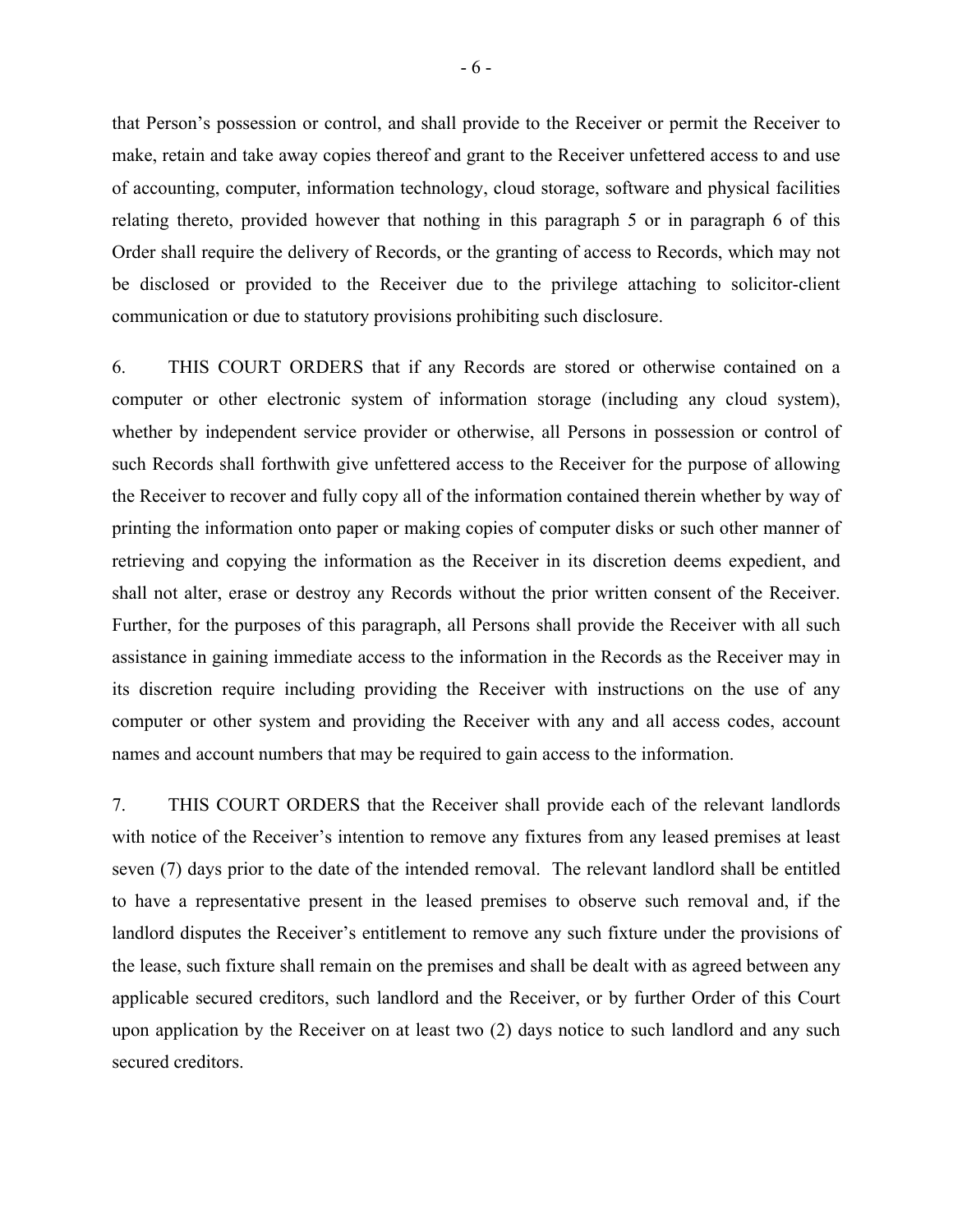that Person's possession or control, and shall provide to the Receiver or permit the Receiver to make, retain and take away copies thereof and grant to the Receiver unfettered access to and use of accounting, computer, information technology, cloud storage, software and physical facilities relating thereto, provided however that nothing in this paragraph 5 or in paragraph 6 of this Order shall require the delivery of Records, or the granting of access to Records, which may not be disclosed or provided to the Receiver due to the privilege attaching to solicitor-client communication or due to statutory provisions prohibiting such disclosure.

6. THIS COURT ORDERS that if any Records are stored or otherwise contained on a computer or other electronic system of information storage (including any cloud system), whether by independent service provider or otherwise, all Persons in possession or control of such Records shall forthwith give unfettered access to the Receiver for the purpose of allowing the Receiver to recover and fully copy all of the information contained therein whether by way of printing the information onto paper or making copies of computer disks or such other manner of retrieving and copying the information as the Receiver in its discretion deems expedient, and shall not alter, erase or destroy any Records without the prior written consent of the Receiver. Further, for the purposes of this paragraph, all Persons shall provide the Receiver with all such assistance in gaining immediate access to the information in the Records as the Receiver may in its discretion require including providing the Receiver with instructions on the use of any computer or other system and providing the Receiver with any and all access codes, account names and account numbers that may be required to gain access to the information.

7. THIS COURT ORDERS that the Receiver shall provide each of the relevant landlords with notice of the Receiver's intention to remove any fixtures from any leased premises at least seven (7) days prior to the date of the intended removal. The relevant landlord shall be entitled to have a representative present in the leased premises to observe such removal and, if the landlord disputes the Receiver's entitlement to remove any such fixture under the provisions of the lease, such fixture shall remain on the premises and shall be dealt with as agreed between any applicable secured creditors, such landlord and the Receiver, or by further Order of this Court upon application by the Receiver on at least two (2) days notice to such landlord and any such secured creditors.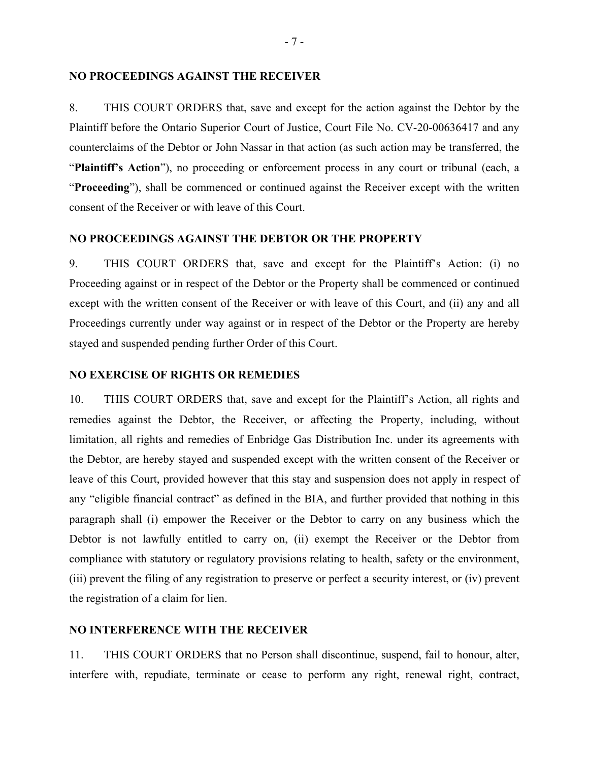## NO PROCEEDINGS AGAINST THE RECEIVER

8. THIS COURT ORDERS that, save and except for the action against the Debtor by the Plaintiff before the Ontario Superior Court of Justice, Court File No. CV-20-00636417 and any counterclaims of the Debtor or John Nassar in that action (as such action may be transferred, the "**Plaintiff's Action**"), no proceeding or enforcement process in any court or tribunal (each, a "**Proceeding**"), shall be commenced or continued against the Receiver except with the written consent of the Receiver or with leave of this Court.

## NO PROCEEDINGS AGAINST THE DEBTOR OR THE PROPERTY

9. THIS COURT ORDERS that, save and except for the Plaintiff's Action: (i) no Proceeding against or in respect of the Debtor or the Property shall be commenced or continued except with the written consent of the Receiver or with leave of this Court, and (ii) any and all Proceedings currently under way against or in respect of the Debtor or the Property are hereby stayed and suspended pending further Order of this Court.

## NO EXERCISE OF RIGHTS OR REMEDIES

10. THIS COURT ORDERS that, save and except for the Plaintiff's Action, all rights and remedies against the Debtor, the Receiver, or affecting the Property, including, without limitation, all rights and remedies of Enbridge Gas Distribution Inc. under its agreements with the Debtor, are hereby stayed and suspended except with the written consent of the Receiver or leave of this Court, provided however that this stay and suspension does not apply in respect of any "eligible financial contract" as defined in the BIA, and further provided that nothing in this paragraph shall (i) empower the Receiver or the Debtor to carry on any business which the Debtor is not lawfully entitled to carry on, (ii) exempt the Receiver or the Debtor from compliance with statutory or regulatory provisions relating to health, safety or the environment, (iii) prevent the filing of any registration to preserve or perfect a security interest, or (iv) prevent the registration of a claim for lien.

## NO INTERFERENCE WITH THE RECEIVER

11. THIS COURT ORDERS that no Person shall discontinue, suspend, fail to honour, alter, interfere with, repudiate, terminate or cease to perform any right, renewal right, contract,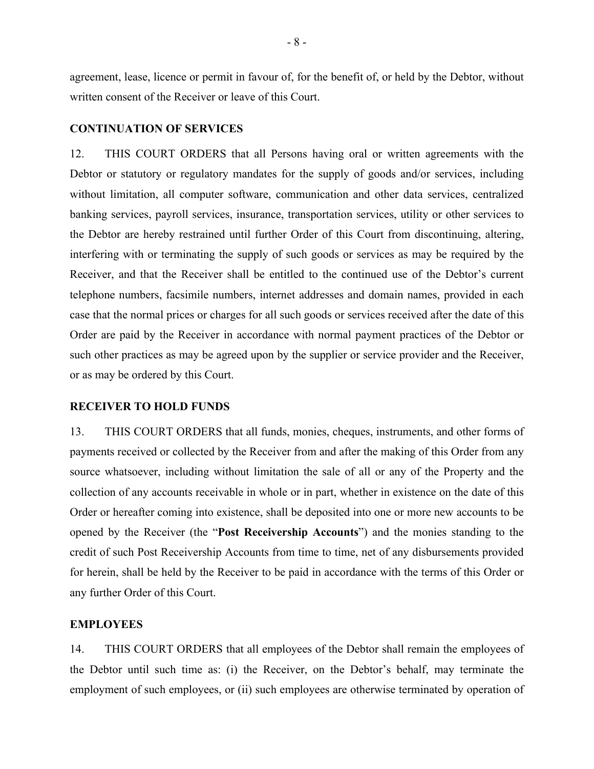agreement, lease, licence or permit in favour of, for the benefit of, or held by the Debtor, without written consent of the Receiver or leave of this Court.

## CONTINUATION OF SERVICES

12. THIS COURT ORDERS that all Persons having oral or written agreements with the Debtor or statutory or regulatory mandates for the supply of goods and/or services, including without limitation, all computer software, communication and other data services, centralized banking services, payroll services, insurance, transportation services, utility or other services to the Debtor are hereby restrained until further Order of this Court from discontinuing, altering, interfering with or terminating the supply of such goods or services as may be required by the Receiver, and that the Receiver shall be entitled to the continued use of the Debtor's current telephone numbers, facsimile numbers, internet addresses and domain names, provided in each case that the normal prices or charges for all such goods or services received after the date of this Order are paid by the Receiver in accordance with normal payment practices of the Debtor or such other practices as may be agreed upon by the supplier or service provider and the Receiver, or as may be ordered by this Court.

## RECEIVER TO HOLD FUNDS

13. THIS COURT ORDERS that all funds, monies, cheques, instruments, and other forms of payments received or collected by the Receiver from and after the making of this Order from any source whatsoever, including without limitation the sale of all or any of the Property and the collection of any accounts receivable in whole or in part, whether in existence on the date of this Order or hereafter coming into existence, shall be deposited into one or more new accounts to be opened by the Receiver (the "**Post Receivership Accounts**") and the monies standing to the credit of such Post Receivership Accounts from time to time, net of any disbursements provided for herein, shall be held by the Receiver to be paid in accordance with the terms of this Order or any further Order of this Court.

## EMPLOYEES

14. THIS COURT ORDERS that all employees of the Debtor shall remain the employees of the Debtor until such time as: (i) the Receiver, on the Debtor's behalf, may terminate the employment of such employees, or (ii) such employees are otherwise terminated by operation of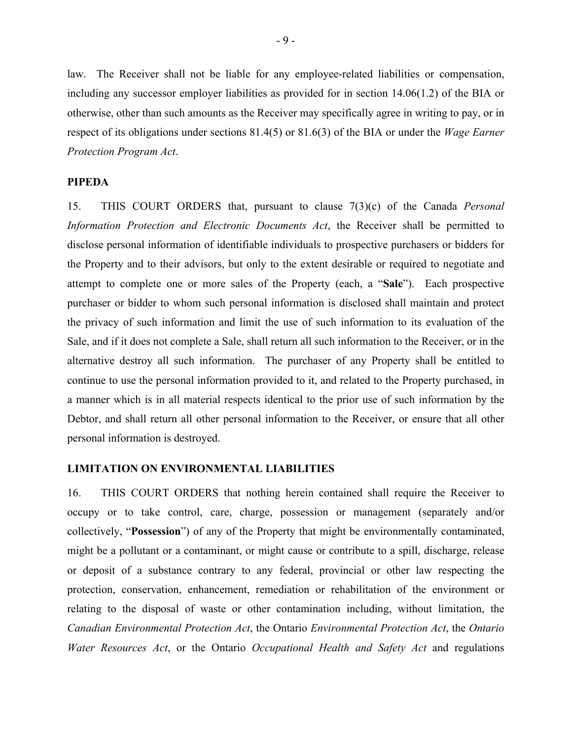law. The Receiver shall not be liable for any employee-related liabilities or compensation, including any successor employer liabilities as provided for in section 14.06(1.2) of the BIA or otherwise, other than such amounts as the Receiver may specifically agree in writing to pay, or in respect of its obligations under sections 81.4(5) or 81.6(3) of the BIA or under the *Wage Earner Protection Program Act*.

**PIPEDA**

15. THIS COURT ORDERS that, pursuant to clause 7(3)(c) of the Canada *Personal Information Protection and Electronic Documents Act*, the Receiver shall be permitted to disclose personal information of identifiable individuals to prospective purchasers or bidders for the Property and to their advisors, but only to the extent desirable or required to negotiate and attempt to complete one or more sales of the Property (each, a "**Sale**"). Each prospective purchaser or bidder to whom such personal information is disclosed shall maintain and protect the privacy of such information and limit the use of such information to its evaluation of the Sale, and if it does not complete a Sale, shall return all such information to the Receiver, or in the alternative destroy all such information. The purchaser of any Property shall be entitled to continue to use the personal information provided to it, and related to the Property purchased, in a manner which is in all material respects identical to the prior use of such information by the Debtor, and shall return all other personal information to the Receiver, or ensure that all other personal information is destroyed.

**LIMITATION ON ENVIRONMENTAL LIABILITIES**

16. THIS COURT ORDERS that nothing herein contained shall require the Receiver to occupy or to take control, care, charge, possession or management (separately and/or collectively, "**Possession**") of any of the Property that might be environmentally contaminated, might be a pollutant or a contaminant, or might cause or contribute to a spill, discharge, release or deposit of a substance contrary to any federal, provincial or other law respecting the protection, conservation, enhancement, remediation or rehabilitation of the environment or relating to the disposal of waste or other contamination including, without limitation, the *Canadian Environmental Protection Act*, the Ontario *Environmental Protection Act*, the *Ontario Water Resources Act*, or the Ontario *Occupational Health and Safety Act* and regulations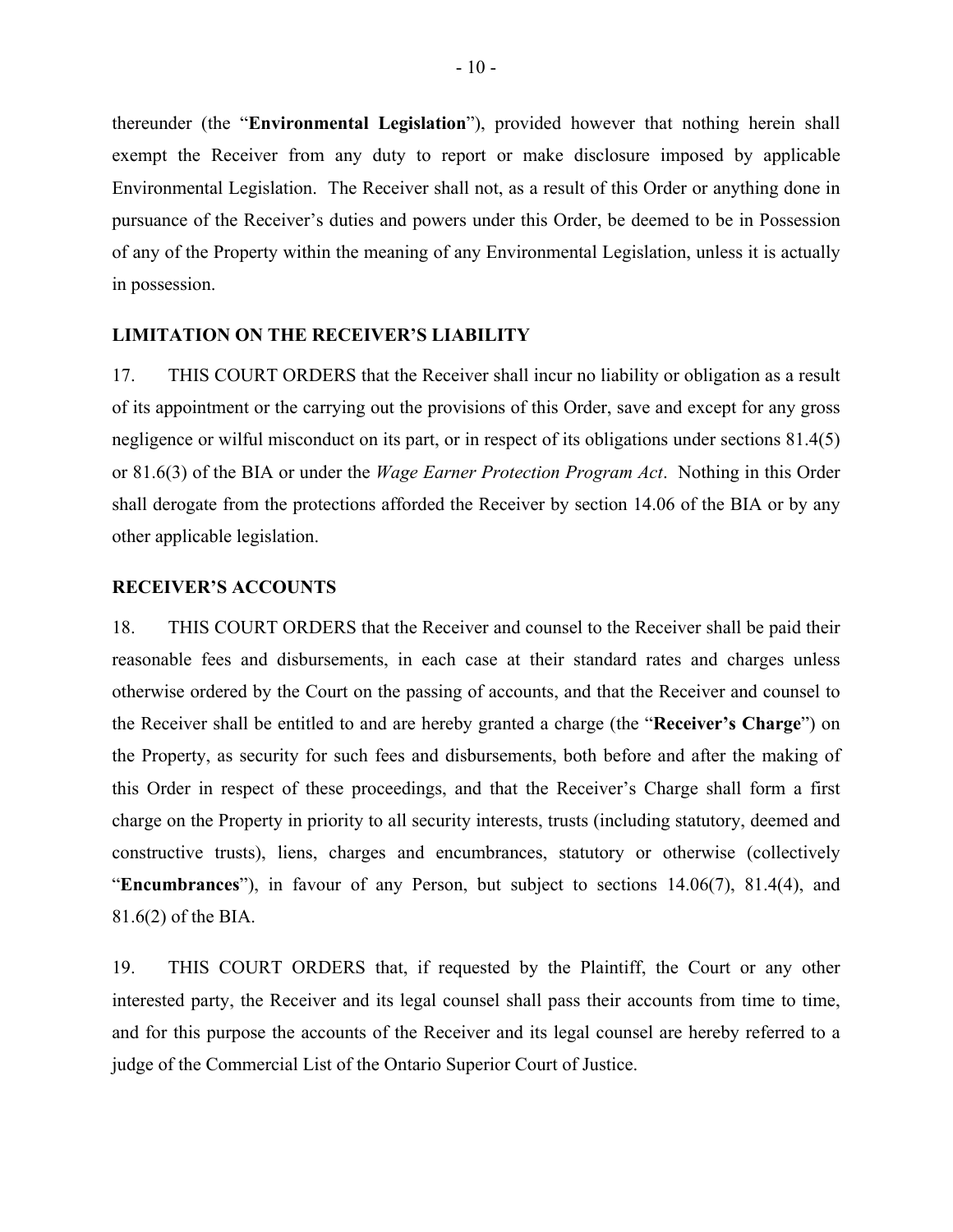thereunder (the "**Environmental Legislation**"), provided however that nothing herein shall exempt the Receiver from any duty to report or make disclosure imposed by applicable Environmental Legislation. The Receiver shall not, as a result of this Order or anything done in pursuance of the Receiver's duties and powers under this Order, be deemed to be in Possession of any of the Property within the meaning of any Environmental Legislation, unless it is actually in possession.

**LIMITATION ON THE RECEIVER'S LIABILITY**

17. THIS COURT ORDERS that the Receiver shall incur no liability or obligation as a result of its appointment or the carrying out the provisions of this Order, save and except for any gross negligence or wilful misconduct on its part, or in respect of its obligations under sections 81.4(5) or 81.6(3) of the BIA or under the *Wage Earner Protection Program Act*. Nothing in this Order shall derogate from the protections afforded the Receiver by section 14.06 of the BIA or by any other applicable legislation.

**RECEIVER'S ACCOUNTS**

18. THIS COURT ORDERS that the Receiver and counsel to the Receiver shall be paid their reasonable fees and disbursements, in each case at their standard rates and charges unless otherwise ordered by the Court on the passing of accounts, and that the Receiver and counsel to the Receiver shall be entitled to and are hereby granted a charge (the "**Receiver's Charge**") on the Property, as security for such fees and disbursements, both before and after the making of this Order in respect of these proceedings, and that the Receiver's Charge shall form a first charge on the Property in priority to all security interests, trusts (including statutory, deemed and constructive trusts), liens, charges and encumbrances, statutory or otherwise (collectively "**Encumbrances**"), in favour of any Person, but subject to sections 14.06(7), 81.4(4), and 81.6(2) of the BIA.

19. THIS COURT ORDERS that, if requested by the Plaintiff, the Court or any other interested party, the Receiver and its legal counsel shall pass their accounts from time to time, and for this purpose the accounts of the Receiver and its legal counsel are hereby referred to a judge of the Commercial List of the Ontario Superior Court of Justice.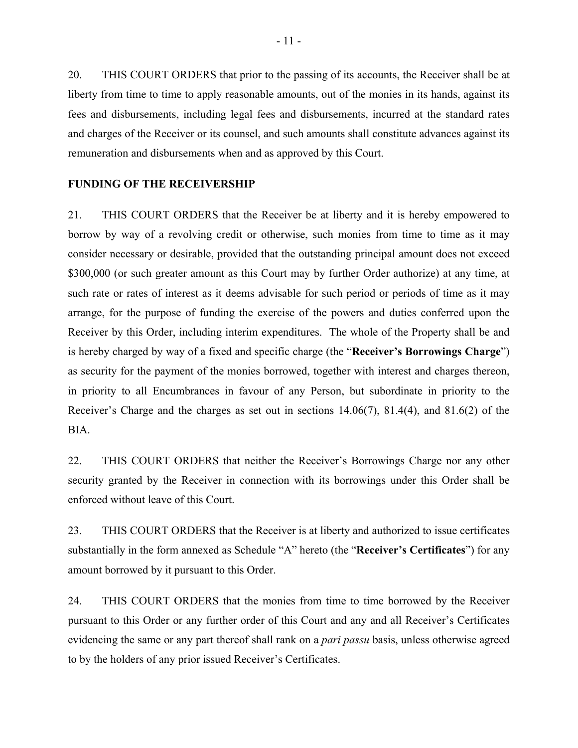20. THIS COURT ORDERS that prior to the passing of its accounts, the Receiver shall be at liberty from time to time to apply reasonable amounts, out of the monies in its hands, against its fees and disbursements, including legal fees and disbursements, incurred at the standard rates and charges of the Receiver or its counsel, and such amounts shall constitute advances against its remuneration and disbursements when and as approved by this Court.

**FUNDING OF THE RECEIVERSHIP**

21. THIS COURT ORDERS that the Receiver be at liberty and it is hereby empowered to borrow by way of a revolving credit or otherwise, such monies from time to time as it may consider necessary or desirable, provided that the outstanding principal amount does not exceed \$300,000 (or such greater amount as this Court may by further Order authorize) at any time, at such rate or rates of interest as it deems advisable for such period or periods of time as it may arrange, for the purpose of funding the exercise of the powers and duties conferred upon the Receiver by this Order, including interim expenditures. The whole of the Property shall be and is hereby charged by way of a fixed and specific charge (the "**Receiver's Borrowings Charge**") as security for the payment of the monies borrowed, together with interest and charges thereon, in priority to all Encumbrances in favour of any Person, but subordinate in priority to the Receiver's Charge and the charges as set out in sections 14.06(7), 81.4(4), and 81.6(2) of the BIA.

22. THIS COURT ORDERS that neither the Receiver's Borrowings Charge nor any other security granted by the Receiver in connection with its borrowings under this Order shall be enforced without leave of this Court.

23. THIS COURT ORDERS that the Receiver is at liberty and authorized to issue certificates substantially in the form annexed as Schedule "A" hereto (the "**Receiver's Certificates**") for any amount borrowed by it pursuant to this Order.

24. THIS COURT ORDERS that the monies from time to time borrowed by the Receiver pursuant to this Order or any further order of this Court and any and all Receiver's Certificates evidencing the same or any part thereof shall rank on a *pari passu* basis, unless otherwise agreed to by the holders of any prior issued Receiver's Certificates.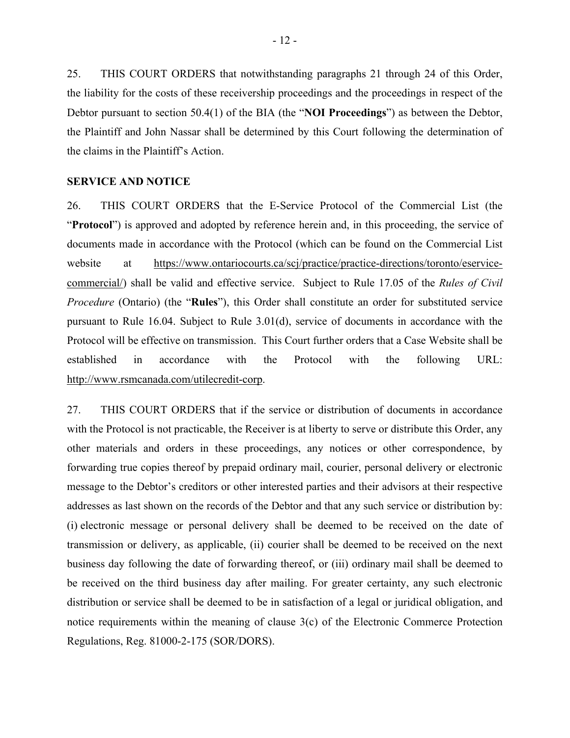25. THIS COURT ORDERS that notwithstanding paragraphs 21 through 24 of this Order, the liability for the costs of these receivership proceedings and the proceedings in respect of the Debtor pursuant to section 50.4(1) of the BIA (the "**NOI Proceedings**") as between the Debtor, the Plaintiff and John Nassar shall be determined by this Court following the determination of the claims in the Plaintiff's Action.

**SERVICE AND NOTICE**

26. THIS COURT ORDERS that the E-Service Protocol of the Commercial List (the "**Protocol**") is approved and adopted by reference herein and, in this proceeding, the service of documents made in accordance with the Protocol (which can be found on the Commercial List website at https://www.ontariocourts.ca/scj/practice/practice-directions/toronto/eservice-commercial/) shall be valid and effective service. Subject to Rule 17.05 of the *Rules of Civil Procedure* (Ontario) (the "**Rules**"), this Order shall constitute an order for substituted service pursuant to Rule 16.04. Subject to Rule 3.01(d), service of documents in accordance with the Protocol will be effective on transmission. This Court further orders that a Case Website shall be established in accordance with the Protocol with the following URL: http://www.rsmcanada.com/utilecredit-corp.

27. THIS COURT ORDERS that if the service or distribution of documents in accordance with the Protocol is not practicable, the Receiver is at liberty to serve or distribute this Order, any other materials and orders in these proceedings, any notices or other correspondence, by forwarding true copies thereof by prepaid ordinary mail, courier, personal delivery or electronic message to the Debtor's creditors or other interested parties and their advisors at their respective addresses as last shown on the records of the Debtor and that any such service or distribution by: (i) electronic message or personal delivery shall be deemed to be received on the date of transmission or delivery, as applicable, (ii) courier shall be deemed to be received on the next business day following the date of forwarding thereof, or (iii) ordinary mail shall be deemed to be received on the third business day after mailing. For greater certainty, any such electronic distribution or service shall be deemed to be in satisfaction of a legal or juridical obligation, and notice requirements within the meaning of clause 3(c) of the Electronic Commerce Protection Regulations, Reg. 81000-2-175 (SOR/DORS).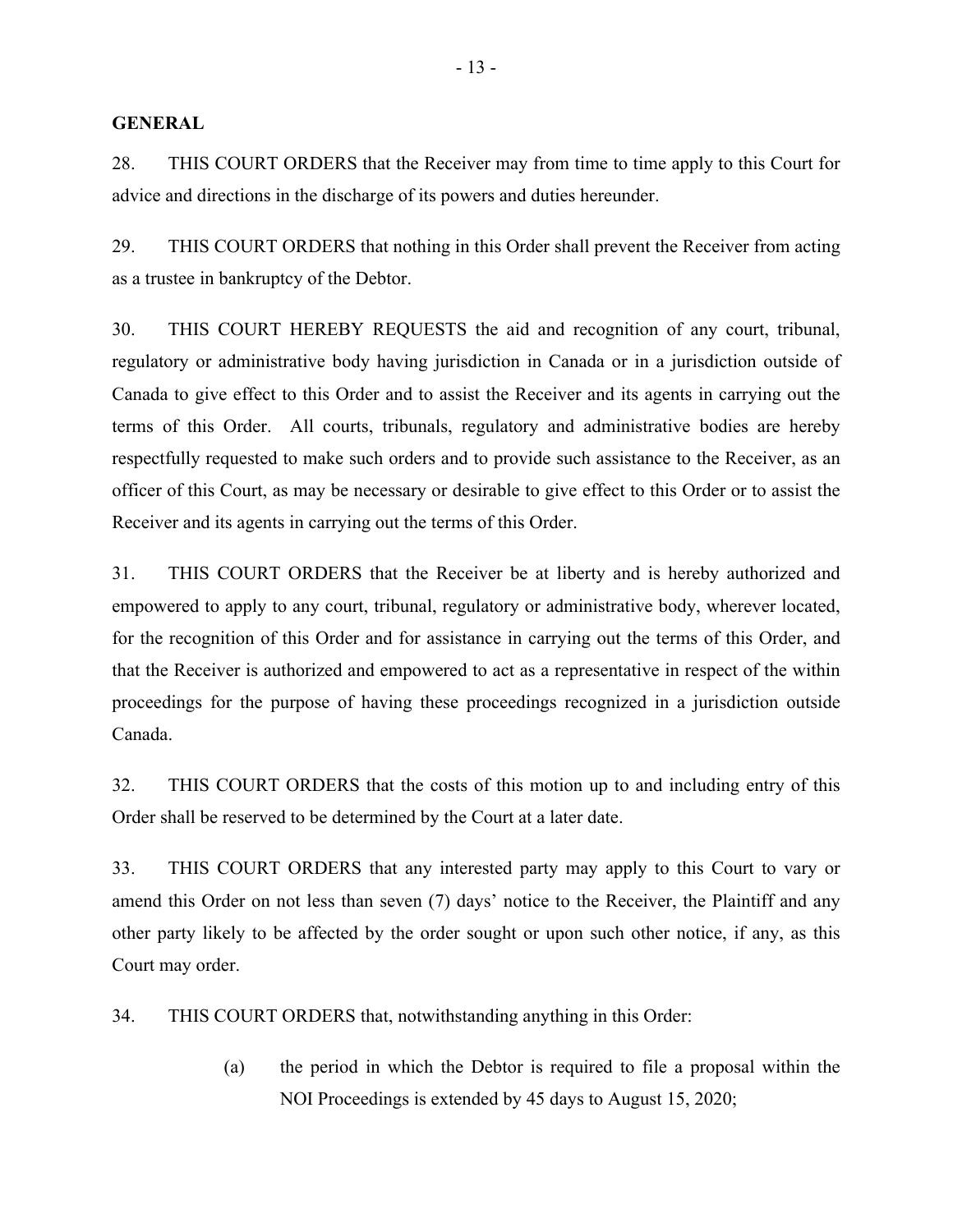**GENERAL**

28. THIS COURT ORDERS that the Receiver may from time to time apply to this Court for advice and directions in the discharge of its powers and duties hereunder.

29. THIS COURT ORDERS that nothing in this Order shall prevent the Receiver from acting as a trustee in bankruptcy of the Debtor.

30. THIS COURT HEREBY REQUESTS the aid and recognition of any court, tribunal, regulatory or administrative body having jurisdiction in Canada or in a jurisdiction outside of Canada to give effect to this Order and to assist the Receiver and its agents in carrying out the terms of this Order. All courts, tribunals, regulatory and administrative bodies are hereby respectfully requested to make such orders and to provide such assistance to the Receiver, as an officer of this Court, as may be necessary or desirable to give effect to this Order or to assist the Receiver and its agents in carrying out the terms of this Order.

31. THIS COURT ORDERS that the Receiver be at liberty and is hereby authorized and empowered to apply to any court, tribunal, regulatory or administrative body, wherever located, for the recognition of this Order and for assistance in carrying out the terms of this Order, and that the Receiver is authorized and empowered to act as a representative in respect of the within proceedings for the purpose of having these proceedings recognized in a jurisdiction outside Canada.

32. THIS COURT ORDERS that the costs of this motion up to and including entry of this Order shall be reserved to be determined by the Court at a later date.

33. THIS COURT ORDERS that any interested party may apply to this Court to vary or amend this Order on not less than seven (7) days' notice to the Receiver, the Plaintiff and any other party likely to be affected by the order sought or upon such other notice, if any, as this Court may order.

34. THIS COURT ORDERS that, notwithstanding anything in this Order:

(a) the period in which the Debtor is required to file a proposal within the NOI Proceedings is extended by 45 days to August 15, 2020;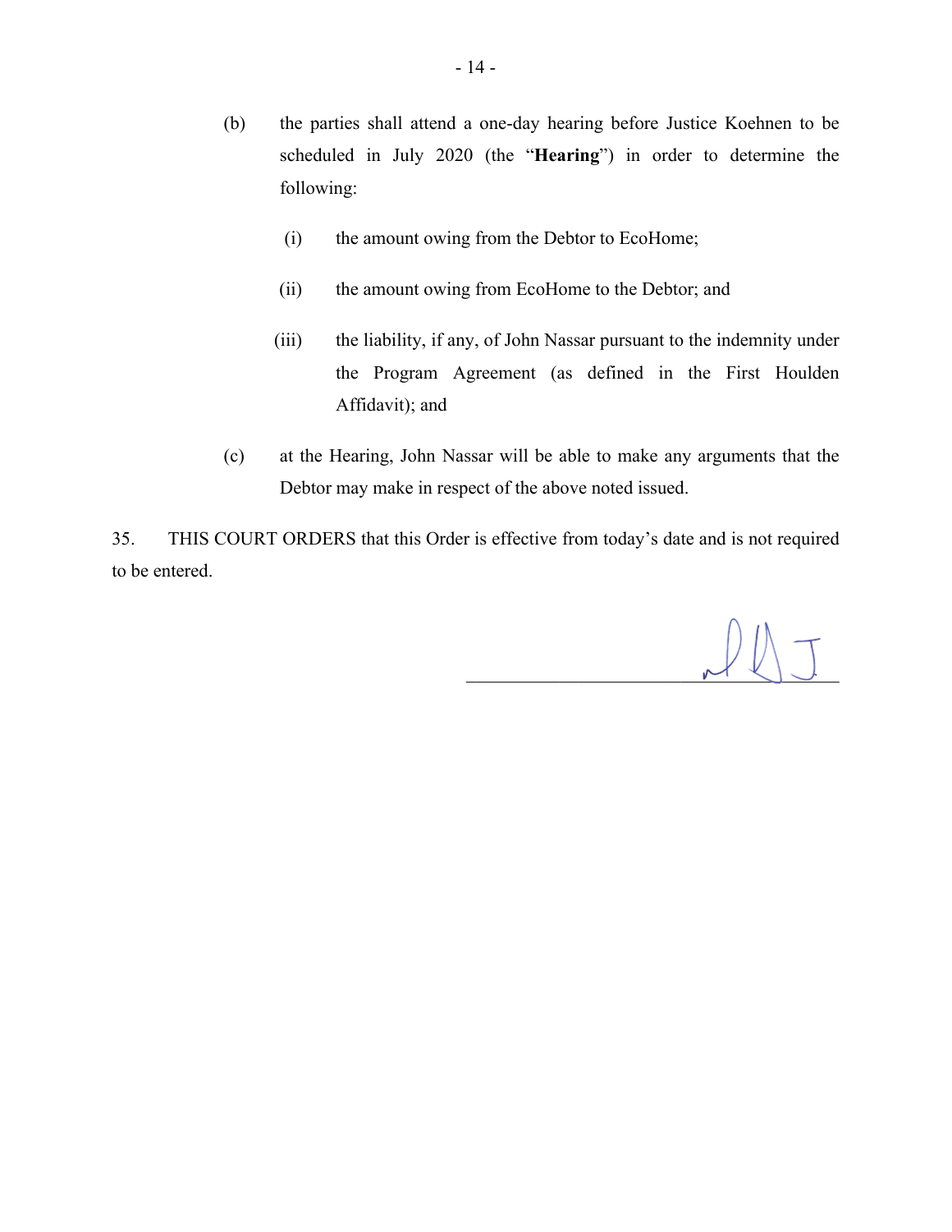(b) the parties shall attend a one-day hearing before Justice Koehnen to be scheduled in July 2020 (the "**Hearing**") in order to determine the following:

   (i) the amount owing from the Debtor to EcoHome;

   (ii) the amount owing from EcoHome to the Debtor; and

   (iii) the liability, if any, of John Nassar pursuant to the indemnity under the Program Agreement (as defined in the First Houlden Affidavit); and

(c) at the Hearing, John Nassar will be able to make any arguments that the Debtor may make in respect of the above noted issued.

35. THIS COURT ORDERS that this Order is effective from today's date and is not required to be entered.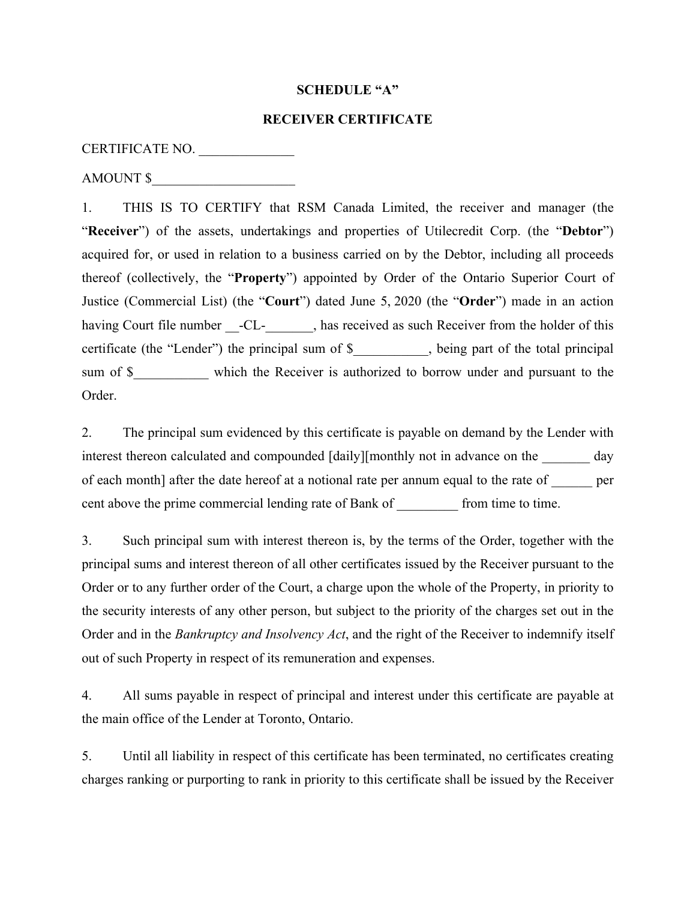**SCHEDULE "A"**

**RECEIVER CERTIFICATE**

CERTIFICATE NO. ______________

AMOUNT $_____________________

1. THIS IS TO CERTIFY that RSM Canada Limited, the receiver and manager (the "**Receiver**") of the assets, undertakings and properties of Utilecredit Corp. (the "**Debtor**") acquired for, or used in relation to a business carried on by the Debtor, including all proceeds thereof (collectively, the "**Property**") appointed by Order of the Ontario Superior Court of Justice (Commercial List) (the "**Court**") dated June 5, 2020 (the "**Order**") made in an action having Court file number __-CL-_______, has received as such Receiver from the holder of this certificate (the "Lender") the principal sum of $___________, being part of the total principal sum of $___________ which the Receiver is authorized to borrow under and pursuant to the Order.

2. The principal sum evidenced by this certificate is payable on demand by the Lender with interest thereon calculated and compounded [daily][monthly not in advance on the _______ day of each month] after the date hereof at a notional rate per annum equal to the rate of ______ per cent above the prime commercial lending rate of Bank of _________ from time to time.

3. Such principal sum with interest thereon is, by the terms of the Order, together with the principal sums and interest thereon of all other certificates issued by the Receiver pursuant to the Order or to any further order of the Court, a charge upon the whole of the Property, in priority to the security interests of any other person, but subject to the priority of the charges set out in the Order and in the *Bankruptcy and Insolvency Act*, and the right of the Receiver to indemnify itself out of such Property in respect of its remuneration and expenses.

4. All sums payable in respect of principal and interest under this certificate are payable at the main office of the Lender at Toronto, Ontario.

5. Until all liability in respect of this certificate has been terminated, no certificates creating charges ranking or purporting to rank in priority to this certificate shall be issued by the Receiver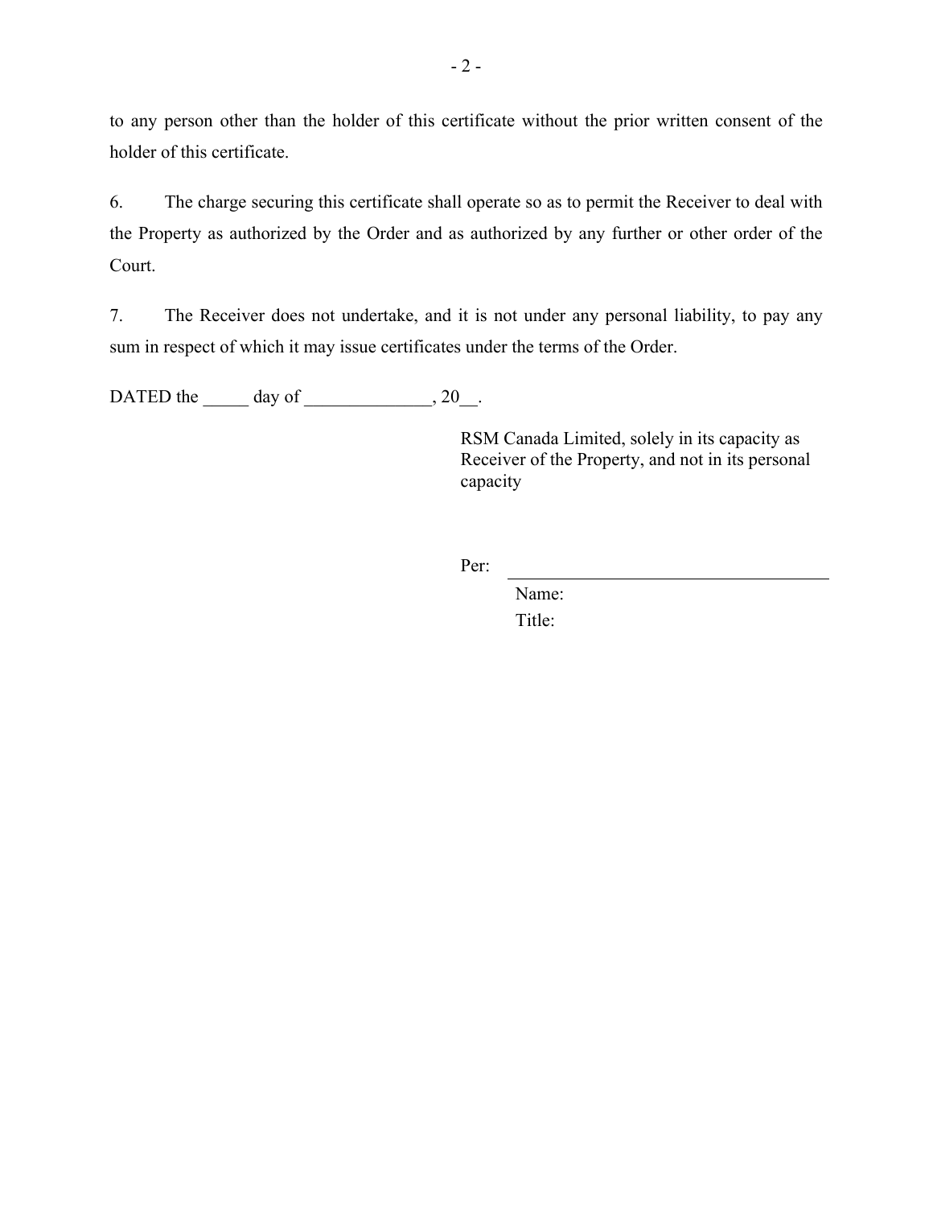to any person other than the holder of this certificate without the prior written consent of the holder of this certificate.

6. The charge securing this certificate shall operate so as to permit the Receiver to deal with the Property as authorized by the Order and as authorized by any further or other order of the Court.

7. The Receiver does not undertake, and it is not under any personal liability, to pay any sum in respect of which it may issue certificates under the terms of the Order.

DATED the _____ day of ______________, 20__.

RSM Canada Limited, solely in its capacity as Receiver of the Property, and not in its personal capacity

Per: ____________________________________

Name:

Title: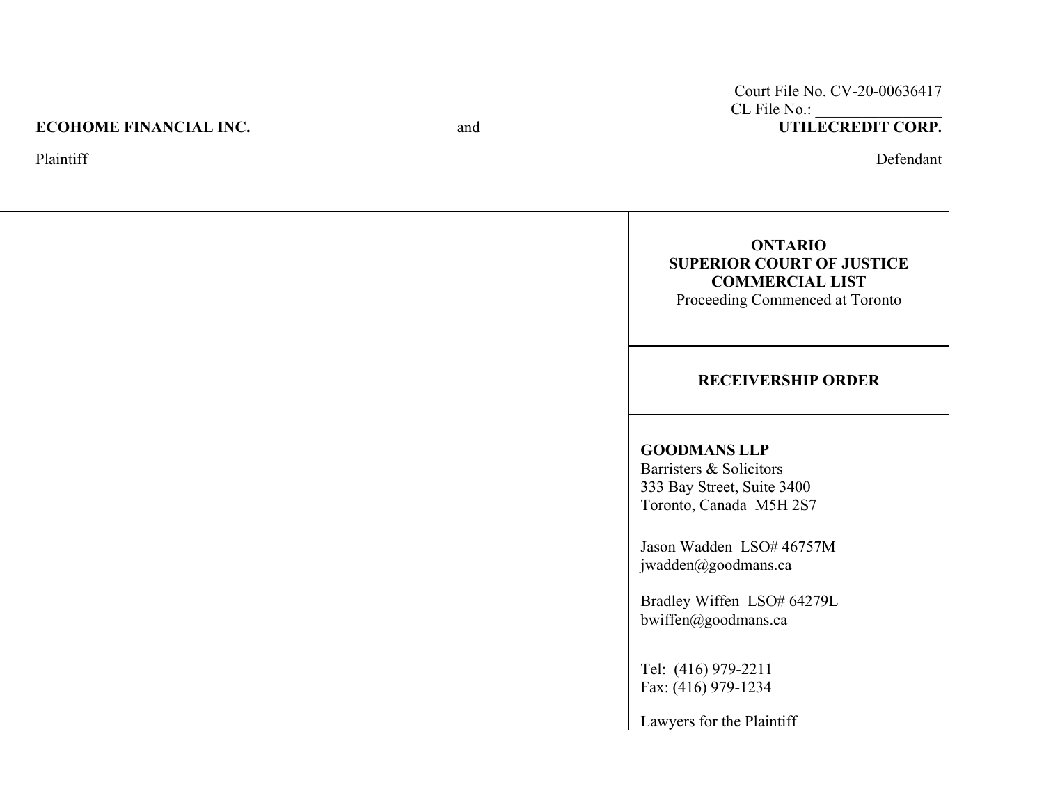Court File No. CV-20-00636417

CL File No.: ________________

**ECOHOME FINANCIAL INC.** and **UTILECREDIT CORP.**

Plaintiff Defendant

**ONTARIO**
**SUPERIOR COURT OF JUSTICE**
**COMMERCIAL LIST**
Proceeding Commenced at Toronto

**RECEIVERSHIP ORDER**

**GOODMANS LLP**
Barristers & Solicitors
333 Bay Street, Suite 3400
Toronto, Canada M5H 2S7

Jason Wadden LSO# 46757M
jwadden@goodmans.ca

Bradley Wiffen LSO# 64279L
bwiffen@goodmans.ca

Tel: (416) 979-2211
Fax: (416) 979-1234

Lawyers for the Plaintiff